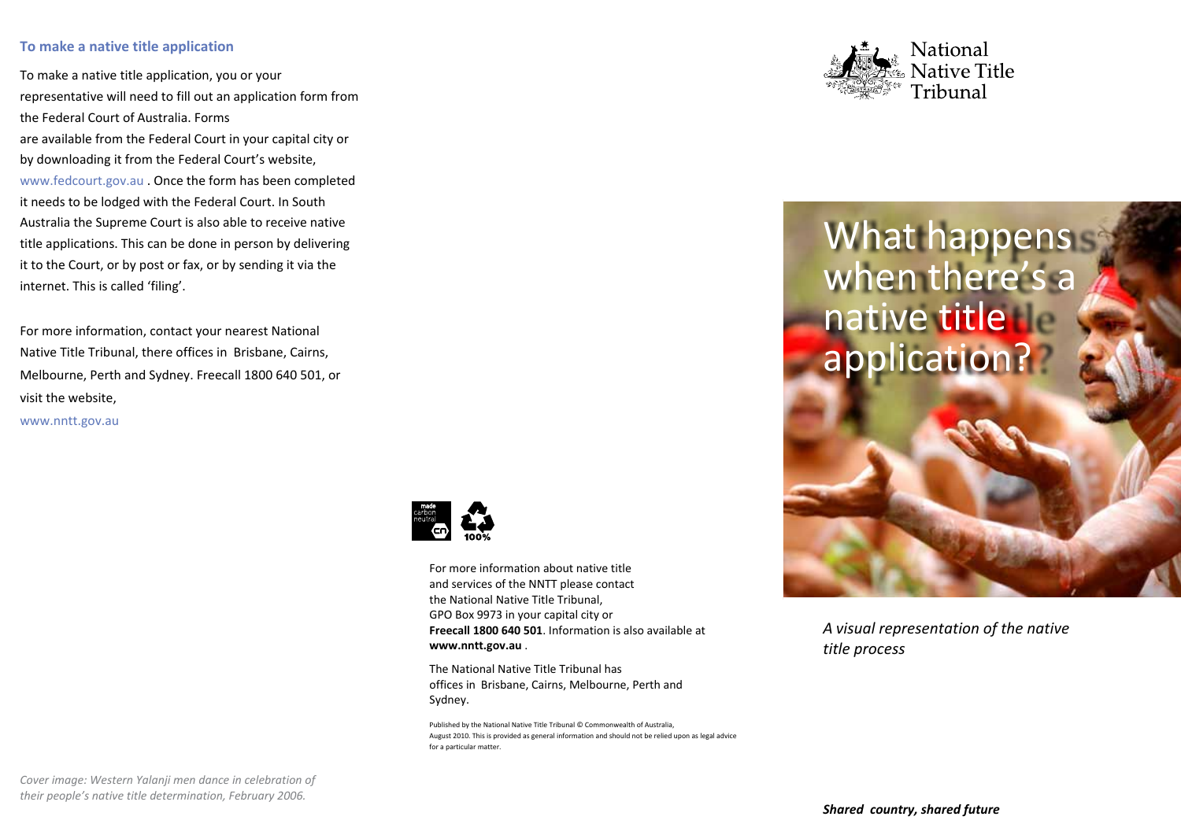## To make a native title application

To make a native title application, you or your representative will need to fill out an application form from the Federal Court of Australia. Forms are available from the Federal Court in your capital city or by downloading it from the Federal Court's website, www.fedcourt.gov.au . Once the form has been completed it needs to be lodged with the Federal Court. In South Australia the Supreme Court is also able to receive native title applications. This can be done in person by delivering it to the Court, or by post or fax, or by sending it via the internet. This is called 'filing'.

For more information, contact your nearest National Native Title Tribunal, there offices in Brisbane, Cairns, Melbourne, Perth and Sydney. Freecall 1800 640 501, or visit the website,

www.nntt.gov.au

*Cover image: Western Yalanji men dance in celebration of their people's native title determination, February 2006.*

For more information about native title and services of the NNTT please contact the National Native Title Tribunal, GPO Box 9973 in your capital city or **Freecall 1800 640 501**. Information is also available at **www.nntt.gov.au** .

The National Native Title Tribunal has offices in Brisbane, Cairns, Melbourne, Perth and Sydney.

Published by the National Native Title Tribunal © Commonwealth of Australia, August 2010. This is provided as general information and should not be relied upon as legal advice for a particular matter.

National Native Title Tribunal

# What happens when there's a native title application?

*A visual representation of the native title process*

***Shared country, shared future***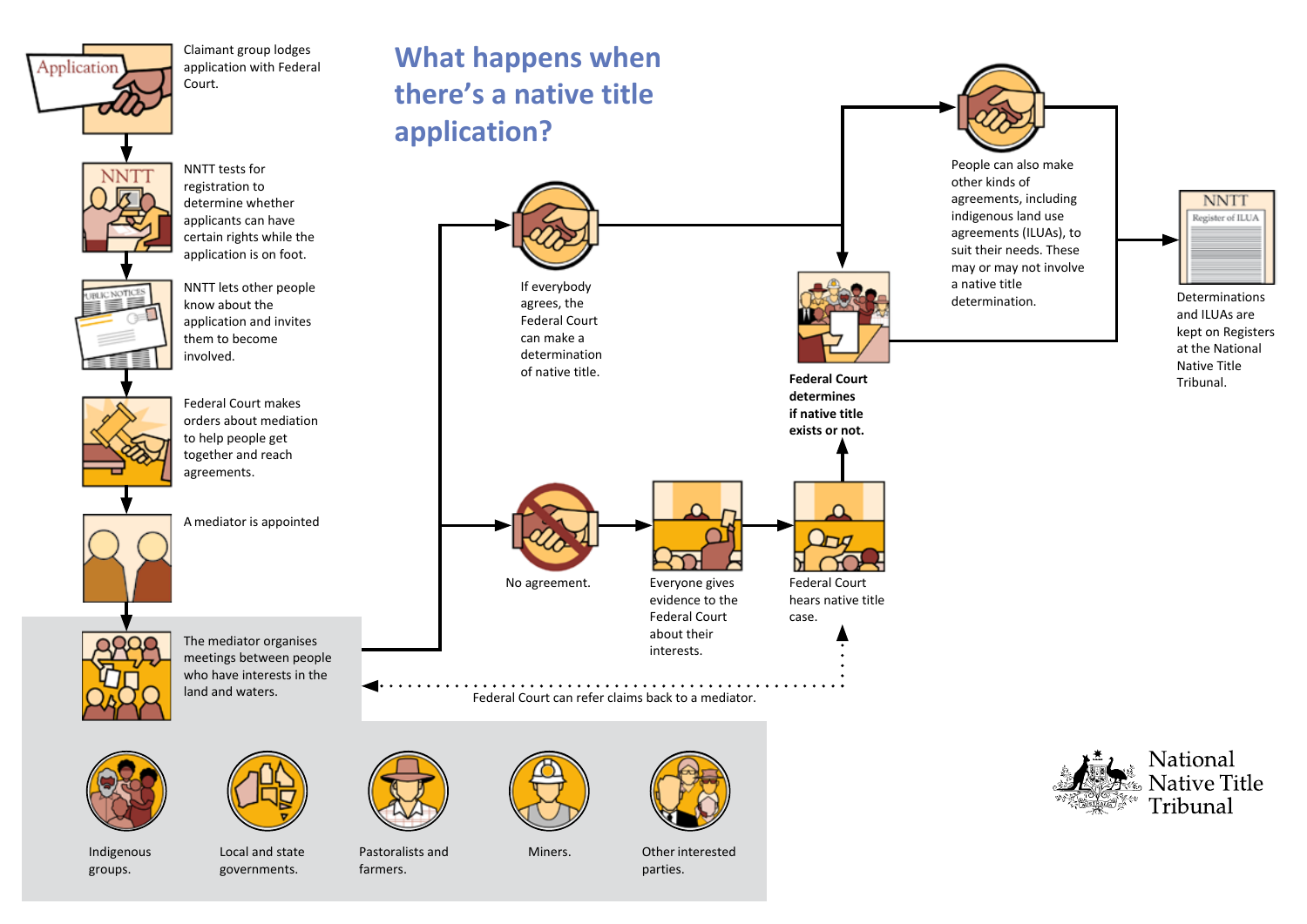# What happens when there's a native title application?

Claimant group lodges application with Federal Court.

NNTT tests for registration to determine whether applicants can have certain rights while the application is on foot.

NNTT lets other people know about the application and invites them to become involved.

Federal Court makes orders about mediation to help people get together and reach agreements.

A mediator is appointed

The mediator organises meetings between people who have interests in the land and waters.

Indigenous groups.

Local and state governments.

Pastoralists and farmers.

Miners.

Other interested parties.

If everybody agrees, the Federal Court can make a determination of native title.

No agreement.

Everyone gives evidence to the Federal Court about their interests.

Federal Court hears native title case.

Federal Court can refer claims back to a mediator.

**Federal Court determines if native title exists or not.**

People can also make other kinds of agreements, including indigenous land use agreements (ILUAs), to suit their needs. These may or may not involve a native title determination.

Determinations and ILUAs are kept on Registers at the National Native Title Tribunal.

National Native Title Tribunal